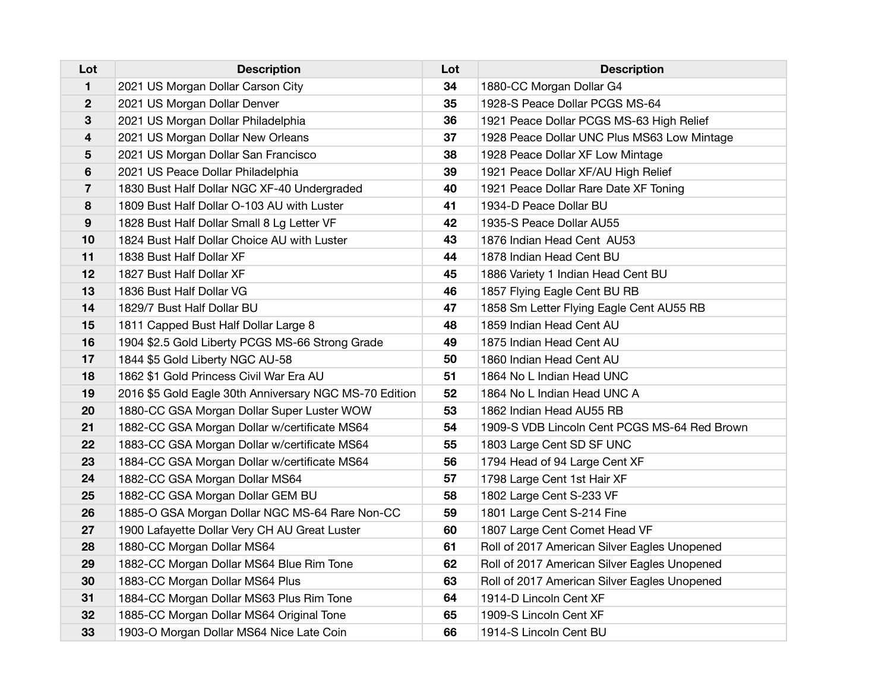| Lot | Description | Lot | Description |
|---|---|---|---|
| 1 | 2021 US Morgan Dollar Carson City | 34 | 1880-CC Morgan Dollar G4 |
| 2 | 2021 US Morgan Dollar Denver | 35 | 1928-S Peace Dollar PCGS MS-64 |
| 3 | 2021 US Morgan Dollar Philadelphia | 36 | 1921 Peace Dollar PCGS MS-63 High Relief |
| 4 | 2021 US Morgan Dollar New Orleans | 37 | 1928 Peace Dollar UNC Plus MS63 Low Mintage |
| 5 | 2021 US Morgan Dollar San Francisco | 38 | 1928 Peace Dollar XF Low Mintage |
| 6 | 2021 US Peace Dollar Philadelphia | 39 | 1921 Peace Dollar XF/AU High Relief |
| 7 | 1830 Bust Half Dollar NGC XF-40 Undergraded | 40 | 1921 Peace Dollar Rare Date XF Toning |
| 8 | 1809 Bust Half Dollar O-103 AU with Luster | 41 | 1934-D Peace Dollar BU |
| 9 | 1828 Bust Half Dollar Small 8 Lg Letter VF | 42 | 1935-S Peace Dollar AU55 |
| 10 | 1824 Bust Half Dollar Choice AU with Luster | 43 | 1876 Indian Head Cent AU53 |
| 11 | 1838 Bust Half Dollar XF | 44 | 1878 Indian Head Cent BU |
| 12 | 1827 Bust Half Dollar XF | 45 | 1886 Variety 1 Indian Head Cent BU |
| 13 | 1836 Bust Half Dollar VG | 46 | 1857 Flying Eagle Cent BU RB |
| 14 | 1829/7 Bust Half Dollar BU | 47 | 1858 Sm Letter Flying Eagle Cent AU55 RB |
| 15 | 1811 Capped Bust Half Dollar Large 8 | 48 | 1859 Indian Head Cent AU |
| 16 | 1904 $2.5 Gold Liberty PCGS MS-66 Strong Grade | 49 | 1875 Indian Head Cent AU |
| 17 | 1844 $5 Gold Liberty NGC AU-58 | 50 | 1860 Indian Head Cent AU |
| 18 | 1862 $1 Gold Princess Civil War Era AU | 51 | 1864 No L Indian Head UNC |
| 19 | 2016 $5 Gold Eagle 30th Anniversary NGC MS-70 Edition | 52 | 1864 No L Indian Head UNC A |
| 20 | 1880-CC GSA Morgan Dollar Super Luster WOW | 53 | 1862 Indian Head AU55 RB |
| 21 | 1882-CC GSA Morgan Dollar w/certificate MS64 | 54 | 1909-S VDB Lincoln Cent PCGS MS-64 Red Brown |
| 22 | 1883-CC GSA Morgan Dollar w/certificate MS64 | 55 | 1803 Large Cent SD SF UNC |
| 23 | 1884-CC GSA Morgan Dollar w/certificate MS64 | 56 | 1794 Head of 94 Large Cent XF |
| 24 | 1882-CC GSA Morgan Dollar MS64 | 57 | 1798 Large Cent 1st Hair XF |
| 25 | 1882-CC GSA Morgan Dollar GEM BU | 58 | 1802 Large Cent S-233 VF |
| 26 | 1885-O GSA Morgan Dollar NGC MS-64 Rare Non-CC | 59 | 1801 Large Cent S-214 Fine |
| 27 | 1900 Lafayette Dollar Very CH AU Great Luster | 60 | 1807 Large Cent Comet Head VF |
| 28 | 1880-CC Morgan Dollar MS64 | 61 | Roll of 2017 American Silver Eagles Unopened |
| 29 | 1882-CC Morgan Dollar MS64 Blue Rim Tone | 62 | Roll of 2017 American Silver Eagles Unopened |
| 30 | 1883-CC Morgan Dollar MS64 Plus | 63 | Roll of 2017 American Silver Eagles Unopened |
| 31 | 1884-CC Morgan Dollar MS63 Plus Rim Tone | 64 | 1914-D Lincoln Cent XF |
| 32 | 1885-CC Morgan Dollar MS64 Original Tone | 65 | 1909-S Lincoln Cent XF |
| 33 | 1903-O Morgan Dollar MS64 Nice Late Coin | 66 | 1914-S Lincoln Cent BU |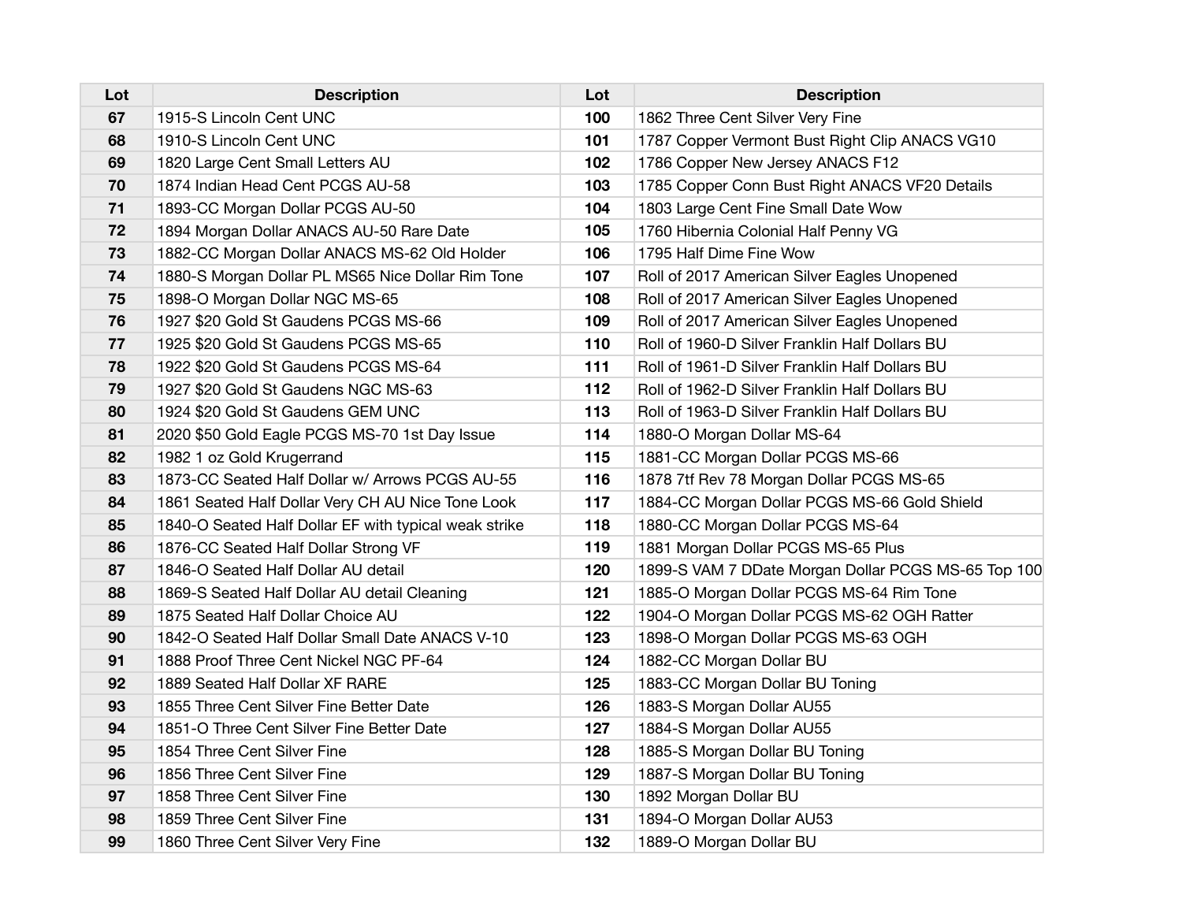| Lot | Description | Lot | Description |
|---|---|---|---|
| 67 | 1915-S Lincoln Cent UNC | 100 | 1862 Three Cent Silver Very Fine |
| 68 | 1910-S Lincoln Cent UNC | 101 | 1787 Copper Vermont Bust Right Clip ANACS VG10 |
| 69 | 1820 Large Cent Small Letters AU | 102 | 1786 Copper New Jersey ANACS F12 |
| 70 | 1874 Indian Head Cent PCGS AU-58 | 103 | 1785 Copper Conn Bust Right ANACS VF20 Details |
| 71 | 1893-CC Morgan Dollar PCGS AU-50 | 104 | 1803 Large Cent Fine Small Date Wow |
| 72 | 1894 Morgan Dollar ANACS AU-50 Rare Date | 105 | 1760 Hibernia Colonial Half Penny VG |
| 73 | 1882-CC Morgan Dollar ANACS MS-62 Old Holder | 106 | 1795 Half Dime Fine Wow |
| 74 | 1880-S Morgan Dollar PL MS65 Nice Dollar Rim Tone | 107 | Roll of 2017 American Silver Eagles Unopened |
| 75 | 1898-O Morgan Dollar NGC MS-65 | 108 | Roll of 2017 American Silver Eagles Unopened |
| 76 | 1927 $20 Gold St Gaudens PCGS MS-66 | 109 | Roll of 2017 American Silver Eagles Unopened |
| 77 | 1925 $20 Gold St Gaudens PCGS MS-65 | 110 | Roll of 1960-D Silver Franklin Half Dollars BU |
| 78 | 1922 $20 Gold St Gaudens PCGS MS-64 | 111 | Roll of 1961-D Silver Franklin Half Dollars BU |
| 79 | 1927 $20 Gold St Gaudens NGC MS-63 | 112 | Roll of 1962-D Silver Franklin Half Dollars BU |
| 80 | 1924 $20 Gold St Gaudens GEM UNC | 113 | Roll of 1963-D Silver Franklin Half Dollars BU |
| 81 | 2020 $50 Gold Eagle PCGS MS-70 1st Day Issue | 114 | 1880-O Morgan Dollar MS-64 |
| 82 | 1982 1 oz Gold Krugerrand | 115 | 1881-CC Morgan Dollar PCGS MS-66 |
| 83 | 1873-CC Seated Half Dollar w/ Arrows PCGS AU-55 | 116 | 1878 7tf Rev 78 Morgan Dollar PCGS MS-65 |
| 84 | 1861 Seated Half Dollar Very CH AU Nice Tone Look | 117 | 1884-CC Morgan Dollar PCGS MS-66 Gold Shield |
| 85 | 1840-O Seated Half Dollar EF with typical weak strike | 118 | 1880-CC Morgan Dollar PCGS MS-64 |
| 86 | 1876-CC Seated Half Dollar Strong VF | 119 | 1881 Morgan Dollar PCGS MS-65 Plus |
| 87 | 1846-O Seated Half Dollar AU detail | 120 | 1899-S VAM 7 DDate Morgan Dollar PCGS MS-65 Top 100 |
| 88 | 1869-S Seated Half Dollar AU detail Cleaning | 121 | 1885-O Morgan Dollar PCGS MS-64 Rim Tone |
| 89 | 1875 Seated Half Dollar Choice AU | 122 | 1904-O Morgan Dollar PCGS MS-62 OGH Ratter |
| 90 | 1842-O Seated Half Dollar Small Date ANACS V-10 | 123 | 1898-O Morgan Dollar PCGS MS-63 OGH |
| 91 | 1888 Proof Three Cent Nickel NGC PF-64 | 124 | 1882-CC Morgan Dollar BU |
| 92 | 1889 Seated Half Dollar XF RARE | 125 | 1883-CC Morgan Dollar BU Toning |
| 93 | 1855 Three Cent Silver Fine Better Date | 126 | 1883-S Morgan Dollar AU55 |
| 94 | 1851-O Three Cent Silver Fine Better Date | 127 | 1884-S Morgan Dollar AU55 |
| 95 | 1854 Three Cent Silver Fine | 128 | 1885-S Morgan Dollar BU Toning |
| 96 | 1856 Three Cent Silver Fine | 129 | 1887-S Morgan Dollar BU Toning |
| 97 | 1858 Three Cent Silver Fine | 130 | 1892 Morgan Dollar BU |
| 98 | 1859 Three Cent Silver Fine | 131 | 1894-O Morgan Dollar AU53 |
| 99 | 1860 Three Cent Silver Very Fine | 132 | 1889-O Morgan Dollar BU |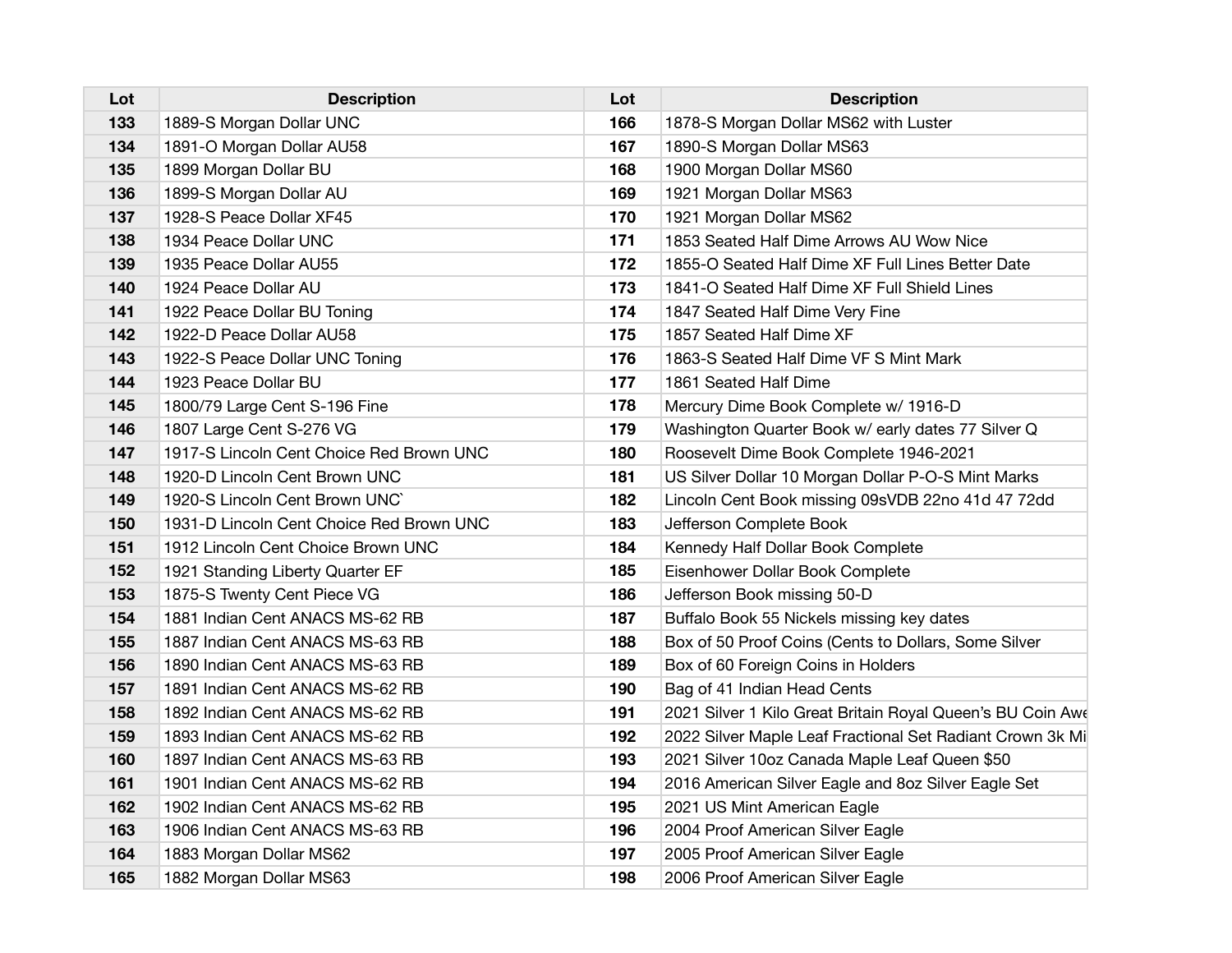| Lot | Description | Lot | Description |
|---|---|---|---|
| 133 | 1889-S Morgan Dollar UNC | 166 | 1878-S Morgan Dollar MS62 with Luster |
| 134 | 1891-O Morgan Dollar AU58 | 167 | 1890-S Morgan Dollar MS63 |
| 135 | 1899 Morgan Dollar BU | 168 | 1900 Morgan Dollar MS60 |
| 136 | 1899-S Morgan Dollar AU | 169 | 1921 Morgan Dollar MS63 |
| 137 | 1928-S Peace Dollar XF45 | 170 | 1921 Morgan Dollar MS62 |
| 138 | 1934 Peace Dollar UNC | 171 | 1853 Seated Half Dime Arrows AU Wow Nice |
| 139 | 1935 Peace Dollar AU55 | 172 | 1855-O Seated Half Dime XF Full Lines Better Date |
| 140 | 1924 Peace Dollar AU | 173 | 1841-O Seated Half Dime XF Full Shield Lines |
| 141 | 1922 Peace Dollar BU Toning | 174 | 1847 Seated Half Dime Very Fine |
| 142 | 1922-D Peace Dollar AU58 | 175 | 1857 Seated Half Dime XF |
| 143 | 1922-S Peace Dollar UNC Toning | 176 | 1863-S Seated Half Dime VF S Mint Mark |
| 144 | 1923 Peace Dollar BU | 177 | 1861 Seated Half Dime |
| 145 | 1800/79 Large Cent S-196 Fine | 178 | Mercury Dime Book Complete w/ 1916-D |
| 146 | 1807 Large Cent S-276 VG | 179 | Washington Quarter Book w/ early dates 77 Silver Q |
| 147 | 1917-S Lincoln Cent Choice Red Brown UNC | 180 | Roosevelt Dime Book Complete 1946-2021 |
| 148 | 1920-D Lincoln Cent Brown UNC | 181 | US Silver Dollar 10 Morgan Dollar P-O-S Mint Marks |
| 149 | 1920-S Lincoln Cent Brown UNC` | 182 | Lincoln Cent Book missing 09sVDB 22no 41d 47 72dd |
| 150 | 1931-D Lincoln Cent Choice Red Brown UNC | 183 | Jefferson Complete Book |
| 151 | 1912 Lincoln Cent Choice Brown UNC | 184 | Kennedy Half Dollar Book Complete |
| 152 | 1921 Standing Liberty Quarter EF | 185 | Eisenhower Dollar Book Complete |
| 153 | 1875-S Twenty Cent Piece VG | 186 | Jefferson Book missing 50-D |
| 154 | 1881 Indian Cent ANACS MS-62 RB | 187 | Buffalo Book 55 Nickels missing key dates |
| 155 | 1887 Indian Cent ANACS MS-63 RB | 188 | Box of 50 Proof Coins (Cents to Dollars, Some Silver |
| 156 | 1890 Indian Cent ANACS MS-63 RB | 189 | Box of 60 Foreign Coins in Holders |
| 157 | 1891 Indian Cent ANACS MS-62 RB | 190 | Bag of 41 Indian Head Cents |
| 158 | 1892 Indian Cent ANACS MS-62 RB | 191 | 2021 Silver 1 Kilo Great Britain Royal Queen's BU Coin Awe |
| 159 | 1893 Indian Cent ANACS MS-62 RB | 192 | 2022 Silver Maple Leaf Fractional Set Radiant Crown 3k Mi |
| 160 | 1897 Indian Cent ANACS MS-63 RB | 193 | 2021 Silver 10oz Canada Maple Leaf Queen $50 |
| 161 | 1901 Indian Cent ANACS MS-62 RB | 194 | 2016 American Silver Eagle and 8oz Silver Eagle Set |
| 162 | 1902 Indian Cent ANACS MS-62 RB | 195 | 2021 US Mint American Eagle |
| 163 | 1906 Indian Cent ANACS MS-63 RB | 196 | 2004 Proof American Silver Eagle |
| 164 | 1883 Morgan Dollar MS62 | 197 | 2005 Proof American Silver Eagle |
| 165 | 1882 Morgan Dollar MS63 | 198 | 2006 Proof American Silver Eagle |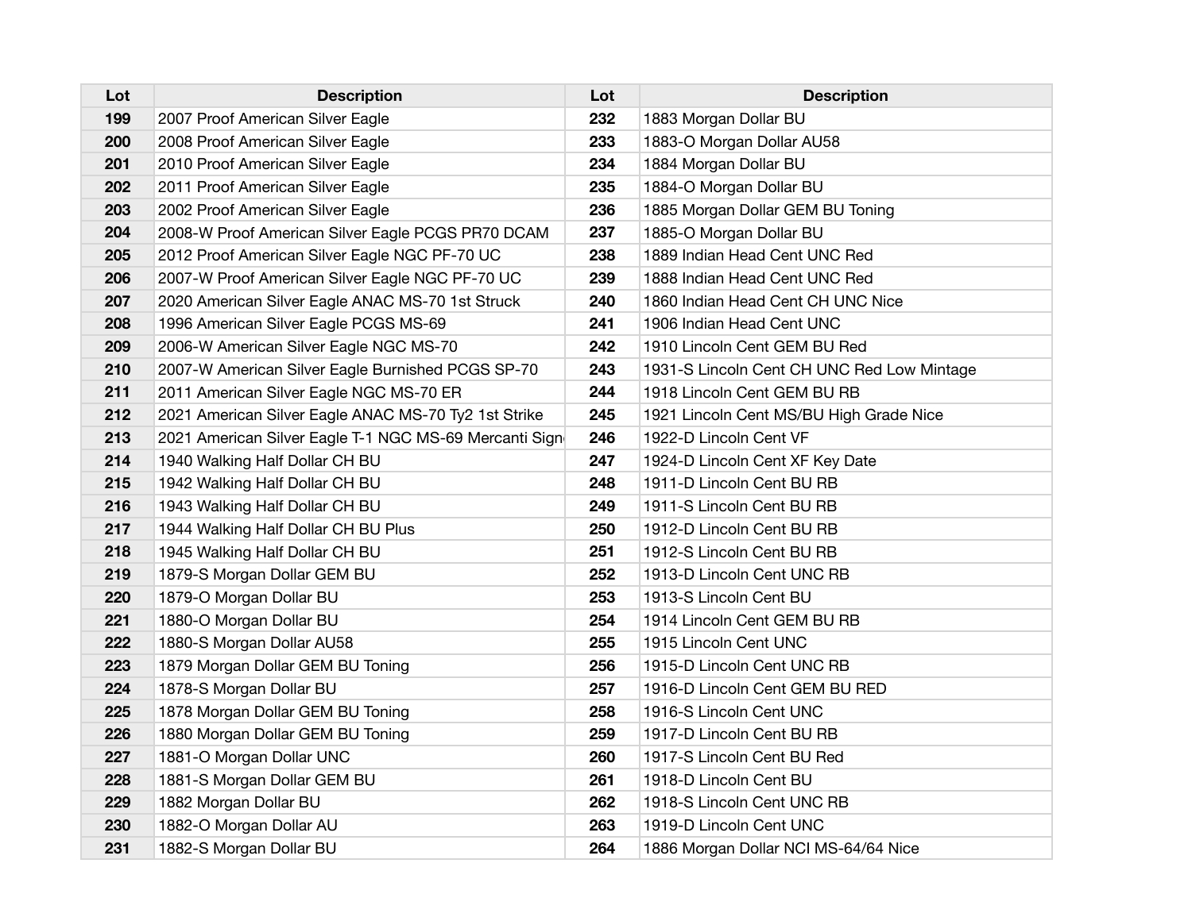| Lot | Description | Lot | Description |
|---|---|---|---|
| 199 | 2007 Proof American Silver Eagle | 232 | 1883 Morgan Dollar BU |
| 200 | 2008 Proof American Silver Eagle | 233 | 1883-O Morgan Dollar AU58 |
| 201 | 2010 Proof American Silver Eagle | 234 | 1884 Morgan Dollar BU |
| 202 | 2011 Proof American Silver Eagle | 235 | 1884-O Morgan Dollar BU |
| 203 | 2002 Proof American Silver Eagle | 236 | 1885 Morgan Dollar GEM BU Toning |
| 204 | 2008-W Proof American Silver Eagle PCGS PR70 DCAM | 237 | 1885-O Morgan Dollar BU |
| 205 | 2012 Proof American Silver Eagle NGC PF-70 UC | 238 | 1889 Indian Head Cent UNC Red |
| 206 | 2007-W Proof American Silver Eagle NGC PF-70 UC | 239 | 1888 Indian Head Cent UNC Red |
| 207 | 2020 American Silver Eagle ANAC MS-70 1st Struck | 240 | 1860 Indian Head Cent CH UNC Nice |
| 208 | 1996 American Silver Eagle PCGS MS-69 | 241 | 1906 Indian Head Cent UNC |
| 209 | 2006-W American Silver Eagle NGC MS-70 | 242 | 1910 Lincoln Cent GEM BU Red |
| 210 | 2007-W American Silver Eagle Burnished PCGS SP-70 | 243 | 1931-S Lincoln Cent CH UNC Red Low Mintage |
| 211 | 2011 American Silver Eagle NGC MS-70 ER | 244 | 1918 Lincoln Cent GEM BU RB |
| 212 | 2021 American Silver Eagle ANAC MS-70 Ty2 1st Strike | 245 | 1921 Lincoln Cent MS/BU High Grade Nice |
| 213 | 2021 American Silver Eagle T-1 NGC MS-69 Mercanti Sign | 246 | 1922-D Lincoln Cent VF |
| 214 | 1940 Walking Half Dollar CH BU | 247 | 1924-D Lincoln Cent XF Key Date |
| 215 | 1942 Walking Half Dollar CH BU | 248 | 1911-D Lincoln Cent BU RB |
| 216 | 1943 Walking Half Dollar CH BU | 249 | 1911-S Lincoln Cent BU RB |
| 217 | 1944 Walking Half Dollar CH BU Plus | 250 | 1912-D Lincoln Cent BU RB |
| 218 | 1945 Walking Half Dollar CH BU | 251 | 1912-S Lincoln Cent BU RB |
| 219 | 1879-S Morgan Dollar GEM BU | 252 | 1913-D Lincoln Cent UNC RB |
| 220 | 1879-O Morgan Dollar BU | 253 | 1913-S Lincoln Cent BU |
| 221 | 1880-O Morgan Dollar BU | 254 | 1914 Lincoln Cent GEM BU RB |
| 222 | 1880-S Morgan Dollar AU58 | 255 | 1915 Lincoln Cent UNC |
| 223 | 1879 Morgan Dollar GEM BU Toning | 256 | 1915-D Lincoln Cent UNC RB |
| 224 | 1878-S Morgan Dollar BU | 257 | 1916-D Lincoln Cent GEM BU RED |
| 225 | 1878 Morgan Dollar GEM BU Toning | 258 | 1916-S Lincoln Cent UNC |
| 226 | 1880 Morgan Dollar GEM BU Toning | 259 | 1917-D Lincoln Cent BU RB |
| 227 | 1881-O Morgan Dollar UNC | 260 | 1917-S Lincoln Cent BU Red |
| 228 | 1881-S Morgan Dollar GEM BU | 261 | 1918-D Lincoln Cent BU |
| 229 | 1882 Morgan Dollar BU | 262 | 1918-S Lincoln Cent UNC RB |
| 230 | 1882-O Morgan Dollar AU | 263 | 1919-D Lincoln Cent UNC |
| 231 | 1882-S Morgan Dollar BU | 264 | 1886 Morgan Dollar NCI MS-64/64 Nice |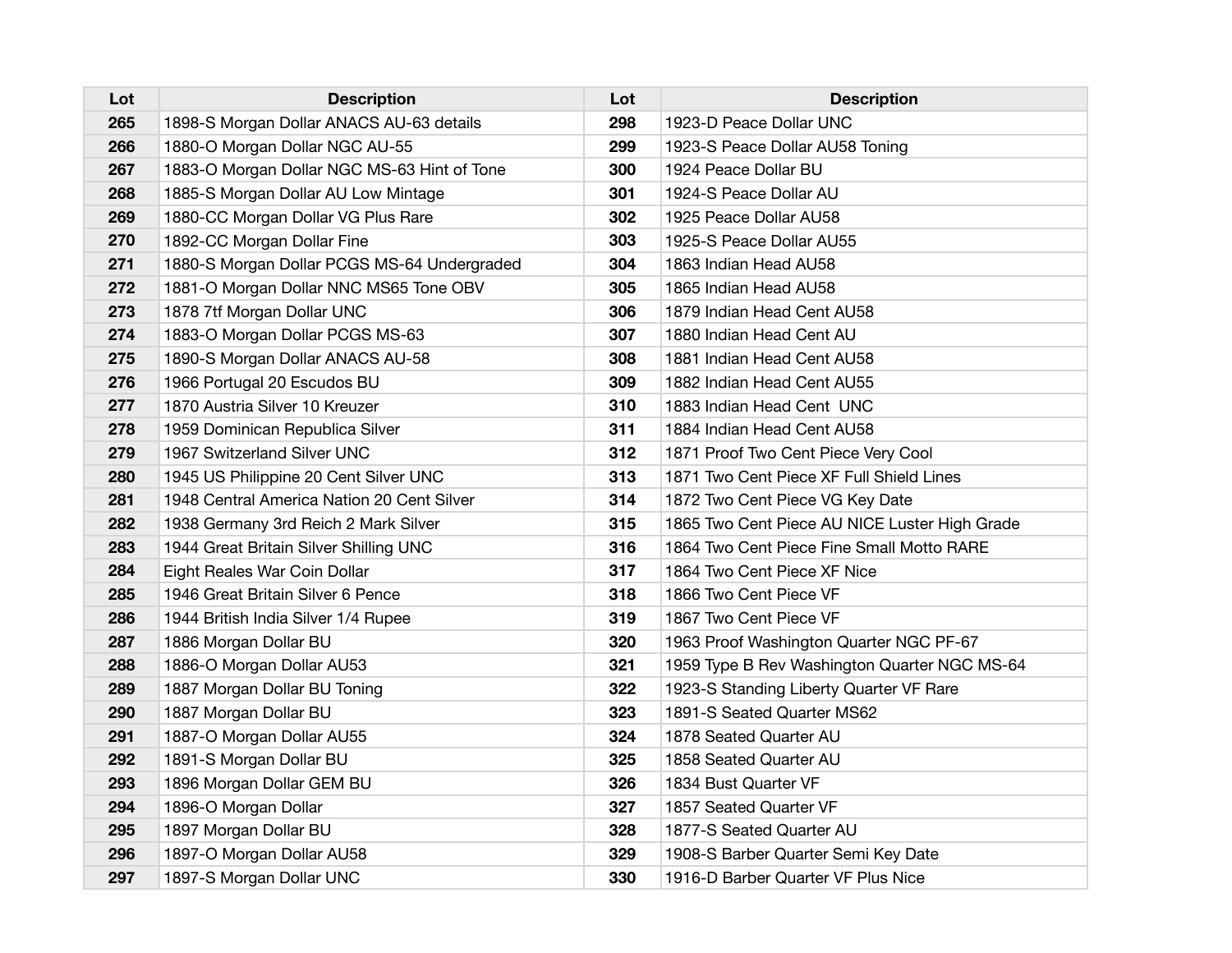| Lot | Description | Lot | Description |
| --- | --- | --- | --- |
| 265 | 1898-S Morgan Dollar ANACS AU-63 details | 298 | 1923-D Peace Dollar UNC |
| 266 | 1880-O Morgan Dollar NGC AU-55 | 299 | 1923-S Peace Dollar AU58 Toning |
| 267 | 1883-O Morgan Dollar NGC MS-63 Hint of Tone | 300 | 1924 Peace Dollar BU |
| 268 | 1885-S Morgan Dollar AU Low Mintage | 301 | 1924-S Peace Dollar AU |
| 269 | 1880-CC Morgan Dollar VG Plus Rare | 302 | 1925 Peace Dollar AU58 |
| 270 | 1892-CC Morgan Dollar Fine | 303 | 1925-S Peace Dollar AU55 |
| 271 | 1880-S Morgan Dollar PCGS MS-64 Undergraded | 304 | 1863 Indian Head AU58 |
| 272 | 1881-O Morgan Dollar NNC MS65 Tone OBV | 305 | 1865 Indian Head AU58 |
| 273 | 1878 7tf Morgan Dollar UNC | 306 | 1879 Indian Head Cent AU58 |
| 274 | 1883-O Morgan Dollar PCGS MS-63 | 307 | 1880 Indian Head Cent AU |
| 275 | 1890-S Morgan Dollar ANACS AU-58 | 308 | 1881 Indian Head Cent AU58 |
| 276 | 1966 Portugal 20 Escudos BU | 309 | 1882 Indian Head Cent AU55 |
| 277 | 1870 Austria Silver 10 Kreuzer | 310 | 1883 Indian Head Cent UNC |
| 278 | 1959 Dominican Republica Silver | 311 | 1884 Indian Head Cent AU58 |
| 279 | 1967 Switzerland Silver UNC | 312 | 1871 Proof Two Cent Piece Very Cool |
| 280 | 1945 US Philippine 20 Cent Silver UNC | 313 | 1871 Two Cent Piece XF Full Shield Lines |
| 281 | 1948 Central America Nation 20 Cent Silver | 314 | 1872 Two Cent Piece VG Key Date |
| 282 | 1938 Germany 3rd Reich 2 Mark Silver | 315 | 1865 Two Cent Piece AU NICE Luster High Grade |
| 283 | 1944 Great Britain Silver Shilling UNC | 316 | 1864 Two Cent Piece Fine Small Motto RARE |
| 284 | Eight Reales War Coin Dollar | 317 | 1864 Two Cent Piece XF Nice |
| 285 | 1946 Great Britain Silver 6 Pence | 318 | 1866 Two Cent Piece VF |
| 286 | 1944 British India Silver 1/4 Rupee | 319 | 1867 Two Cent Piece VF |
| 287 | 1886 Morgan Dollar BU | 320 | 1963 Proof Washington Quarter NGC PF-67 |
| 288 | 1886-O Morgan Dollar AU53 | 321 | 1959 Type B Rev Washington Quarter NGC MS-64 |
| 289 | 1887 Morgan Dollar BU Toning | 322 | 1923-S Standing Liberty Quarter VF Rare |
| 290 | 1887 Morgan Dollar BU | 323 | 1891-S Seated Quarter MS62 |
| 291 | 1887-O Morgan Dollar AU55 | 324 | 1878 Seated Quarter AU |
| 292 | 1891-S Morgan Dollar BU | 325 | 1858 Seated Quarter AU |
| 293 | 1896 Morgan Dollar GEM BU | 326 | 1834 Bust Quarter VF |
| 294 | 1896-O Morgan Dollar | 327 | 1857 Seated Quarter VF |
| 295 | 1897 Morgan Dollar BU | 328 | 1877-S Seated Quarter AU |
| 296 | 1897-O Morgan Dollar AU58 | 329 | 1908-S Barber Quarter Semi Key Date |
| 297 | 1897-S Morgan Dollar UNC | 330 | 1916-D Barber Quarter VF Plus Nice |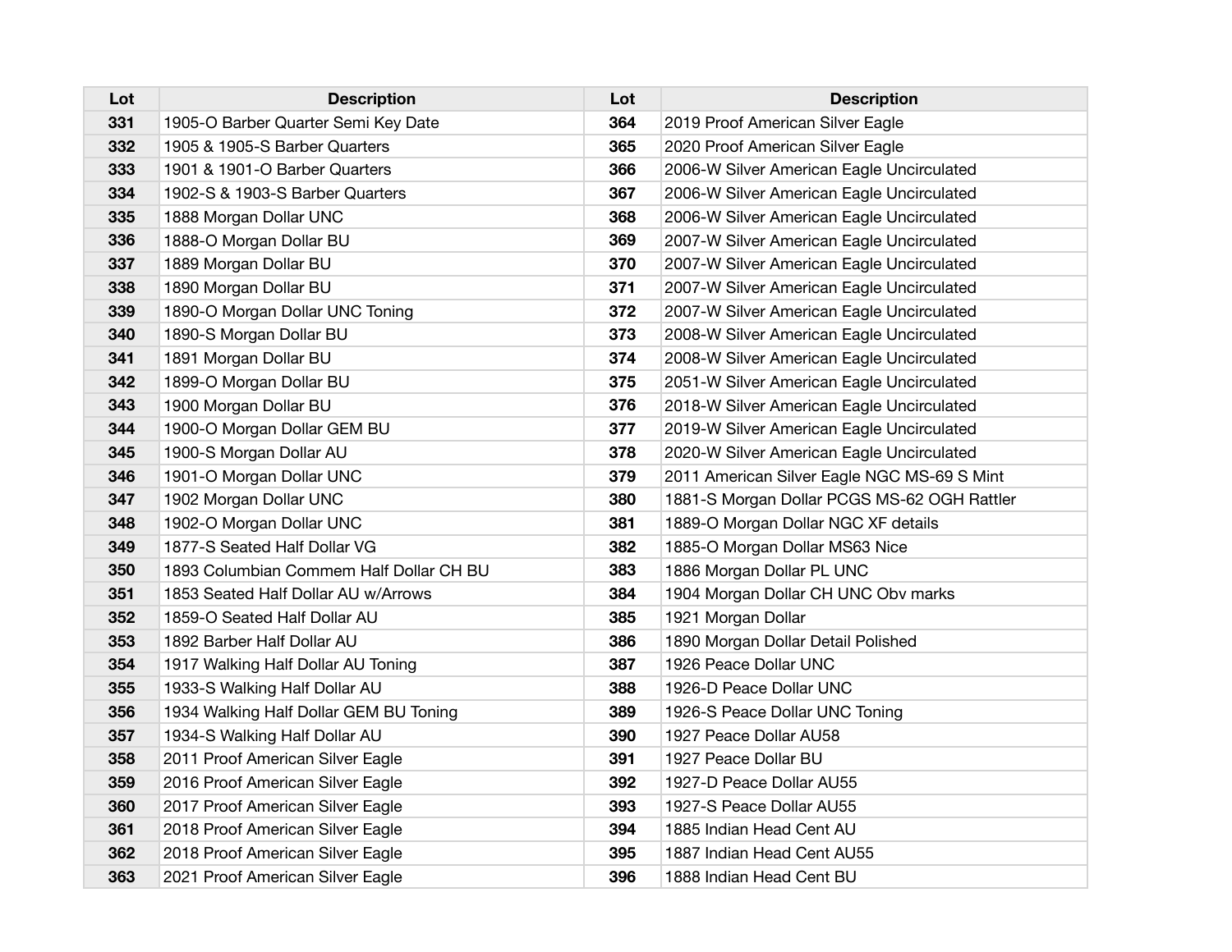| Lot | Description | Lot | Description |
|---|---|---|---|
| **331** | 1905-O Barber Quarter Semi Key Date | **364** | 2019 Proof American Silver Eagle |
| **332** | 1905 & 1905-S Barber Quarters | **365** | 2020 Proof American Silver Eagle |
| **333** | 1901 & 1901-O Barber Quarters | **366** | 2006-W Silver American Eagle Uncirculated |
| **334** | 1902-S & 1903-S Barber Quarters | **367** | 2006-W Silver American Eagle Uncirculated |
| **335** | 1888 Morgan Dollar UNC | **368** | 2006-W Silver American Eagle Uncirculated |
| **336** | 1888-O Morgan Dollar BU | **369** | 2007-W Silver American Eagle Uncirculated |
| **337** | 1889 Morgan Dollar BU | **370** | 2007-W Silver American Eagle Uncirculated |
| **338** | 1890 Morgan Dollar BU | **371** | 2007-W Silver American Eagle Uncirculated |
| **339** | 1890-O Morgan Dollar UNC Toning | **372** | 2007-W Silver American Eagle Uncirculated |
| **340** | 1890-S Morgan Dollar BU | **373** | 2008-W Silver American Eagle Uncirculated |
| **341** | 1891 Morgan Dollar BU | **374** | 2008-W Silver American Eagle Uncirculated |
| **342** | 1899-O Morgan Dollar BU | **375** | 2051-W Silver American Eagle Uncirculated |
| **343** | 1900 Morgan Dollar BU | **376** | 2018-W Silver American Eagle Uncirculated |
| **344** | 1900-O Morgan Dollar GEM BU | **377** | 2019-W Silver American Eagle Uncirculated |
| **345** | 1900-S Morgan Dollar AU | **378** | 2020-W Silver American Eagle Uncirculated |
| **346** | 1901-O Morgan Dollar UNC | **379** | 2011 American Silver Eagle NGC MS-69 S Mint |
| **347** | 1902 Morgan Dollar UNC | **380** | 1881-S Morgan Dollar PCGS MS-62 OGH Rattler |
| **348** | 1902-O Morgan Dollar UNC | **381** | 1889-O Morgan Dollar NGC XF details |
| **349** | 1877-S Seated Half Dollar VG | **382** | 1885-O Morgan Dollar MS63 Nice |
| **350** | 1893 Columbian Commem Half Dollar CH BU | **383** | 1886 Morgan Dollar PL UNC |
| **351** | 1853 Seated Half Dollar AU w/Arrows | **384** | 1904 Morgan Dollar CH UNC Obv marks |
| **352** | 1859-O Seated Half Dollar AU | **385** | 1921 Morgan Dollar |
| **353** | 1892 Barber Half Dollar AU | **386** | 1890 Morgan Dollar Detail Polished |
| **354** | 1917 Walking Half Dollar AU Toning | **387** | 1926 Peace Dollar UNC |
| **355** | 1933-S Walking Half Dollar AU | **388** | 1926-D Peace Dollar UNC |
| **356** | 1934 Walking Half Dollar GEM BU Toning | **389** | 1926-S Peace Dollar UNC Toning |
| **357** | 1934-S Walking Half Dollar AU | **390** | 1927 Peace Dollar AU58 |
| **358** | 2011 Proof American Silver Eagle | **391** | 1927 Peace Dollar BU |
| **359** | 2016 Proof American Silver Eagle | **392** | 1927-D Peace Dollar AU55 |
| **360** | 2017 Proof American Silver Eagle | **393** | 1927-S Peace Dollar AU55 |
| **361** | 2018 Proof American Silver Eagle | **394** | 1885 Indian Head Cent AU |
| **362** | 2018 Proof American Silver Eagle | **395** | 1887 Indian Head Cent AU55 |
| **363** | 2021 Proof American Silver Eagle | **396** | 1888 Indian Head Cent BU |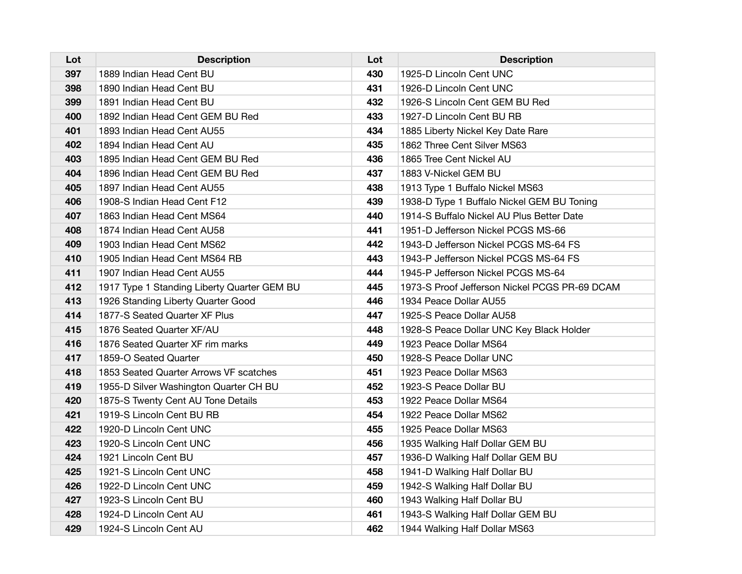| Lot | Description | Lot | Description |
|---|---|---|---|
| 397 | 1889 Indian Head Cent BU | 430 | 1925-D Lincoln Cent UNC |
| 398 | 1890 Indian Head Cent BU | 431 | 1926-D Lincoln Cent UNC |
| 399 | 1891 Indian Head Cent BU | 432 | 1926-S Lincoln Cent GEM BU Red |
| 400 | 1892 Indian Head Cent GEM BU Red | 433 | 1927-D Lincoln Cent BU RB |
| 401 | 1893 Indian Head Cent AU55 | 434 | 1885 Liberty Nickel Key Date Rare |
| 402 | 1894 Indian Head Cent AU | 435 | 1862 Three Cent Silver MS63 |
| 403 | 1895 Indian Head Cent GEM BU Red | 436 | 1865 Tree Cent Nickel AU |
| 404 | 1896 Indian Head Cent GEM BU Red | 437 | 1883 V-Nickel GEM BU |
| 405 | 1897 Indian Head Cent AU55 | 438 | 1913 Type 1 Buffalo Nickel MS63 |
| 406 | 1908-S Indian Head Cent F12 | 439 | 1938-D Type 1 Buffalo Nickel GEM BU Toning |
| 407 | 1863 Indian Head Cent MS64 | 440 | 1914-S Buffalo Nickel AU Plus Better Date |
| 408 | 1874 Indian Head Cent AU58 | 441 | 1951-D Jefferson Nickel PCGS MS-66 |
| 409 | 1903 Indian Head Cent MS62 | 442 | 1943-D Jefferson Nickel PCGS MS-64 FS |
| 410 | 1905 Indian Head Cent MS64 RB | 443 | 1943-P Jefferson Nickel PCGS MS-64 FS |
| 411 | 1907 Indian Head Cent AU55 | 444 | 1945-P Jefferson Nickel PCGS MS-64 |
| 412 | 1917 Type 1 Standing Liberty Quarter GEM BU | 445 | 1973-S Proof Jefferson Nickel PCGS PR-69 DCAM |
| 413 | 1926 Standing Liberty Quarter Good | 446 | 1934 Peace Dollar AU55 |
| 414 | 1877-S Seated Quarter XF Plus | 447 | 1925-S Peace Dollar AU58 |
| 415 | 1876 Seated Quarter XF/AU | 448 | 1928-S Peace Dollar UNC Key Black Holder |
| 416 | 1876 Seated Quarter XF rim marks | 449 | 1923 Peace Dollar MS64 |
| 417 | 1859-O Seated Quarter | 450 | 1928-S Peace Dollar UNC |
| 418 | 1853 Seated Quarter Arrows VF scatches | 451 | 1923 Peace Dollar MS63 |
| 419 | 1955-D Silver Washington Quarter CH BU | 452 | 1923-S Peace Dollar BU |
| 420 | 1875-S Twenty Cent AU Tone Details | 453 | 1922 Peace Dollar MS64 |
| 421 | 1919-S Lincoln Cent BU RB | 454 | 1922 Peace Dollar MS62 |
| 422 | 1920-D Lincoln Cent UNC | 455 | 1925 Peace Dollar MS63 |
| 423 | 1920-S Lincoln Cent UNC | 456 | 1935 Walking Half Dollar GEM BU |
| 424 | 1921 Lincoln Cent BU | 457 | 1936-D Walking Half Dollar GEM BU |
| 425 | 1921-S Lincoln Cent UNC | 458 | 1941-D Walking Half Dollar BU |
| 426 | 1922-D Lincoln Cent UNC | 459 | 1942-S Walking Half Dollar BU |
| 427 | 1923-S Lincoln Cent BU | 460 | 1943 Walking Half Dollar BU |
| 428 | 1924-D Lincoln Cent AU | 461 | 1943-S Walking Half Dollar GEM BU |
| 429 | 1924-S Lincoln Cent AU | 462 | 1944 Walking Half Dollar MS63 |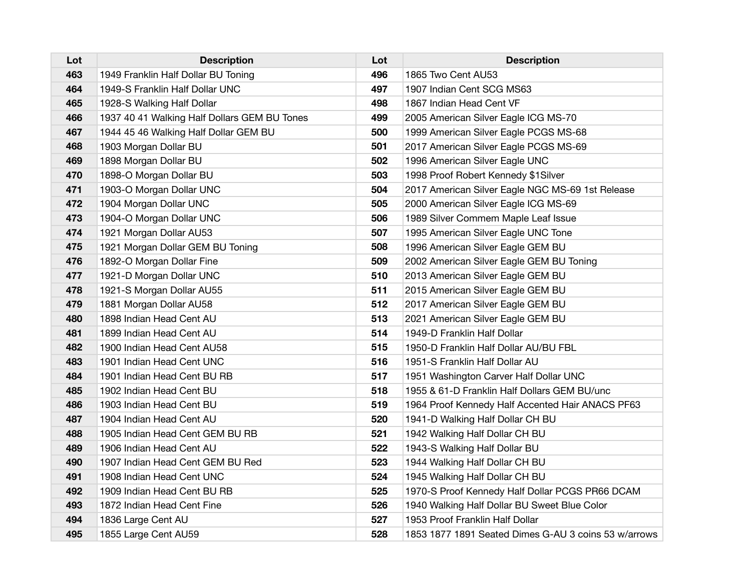| Lot | Description | Lot | Description |
|---|---|---|---|
| 463 | 1949 Franklin Half Dollar BU Toning | 496 | 1865 Two Cent AU53 |
| 464 | 1949-S Franklin Half Dollar UNC | 497 | 1907 Indian Cent SCG MS63 |
| 465 | 1928-S Walking Half Dollar | 498 | 1867 Indian Head Cent VF |
| 466 | 1937 40 41 Walking Half Dollars GEM BU Tones | 499 | 2005 American Silver Eagle ICG MS-70 |
| 467 | 1944 45 46 Walking Half Dollar GEM BU | 500 | 1999 American Silver Eagle PCGS MS-68 |
| 468 | 1903 Morgan Dollar BU | 501 | 2017 American Silver Eagle PCGS MS-69 |
| 469 | 1898 Morgan Dollar BU | 502 | 1996 American Silver Eagle UNC |
| 470 | 1898-O Morgan Dollar BU | 503 | 1998 Proof Robert Kennedy $1Silver |
| 471 | 1903-O Morgan Dollar UNC | 504 | 2017 American Silver Eagle NGC MS-69 1st Release |
| 472 | 1904 Morgan Dollar UNC | 505 | 2000 American Silver Eagle ICG MS-69 |
| 473 | 1904-O Morgan Dollar UNC | 506 | 1989 Silver Commem Maple Leaf Issue |
| 474 | 1921 Morgan Dollar AU53 | 507 | 1995 American Silver Eagle UNC Tone |
| 475 | 1921 Morgan Dollar GEM BU Toning | 508 | 1996 American Silver Eagle GEM BU |
| 476 | 1892-O Morgan Dollar Fine | 509 | 2002 American Silver Eagle GEM BU Toning |
| 477 | 1921-D Morgan Dollar UNC | 510 | 2013 American Silver Eagle GEM BU |
| 478 | 1921-S Morgan Dollar AU55 | 511 | 2015 American Silver Eagle GEM BU |
| 479 | 1881 Morgan Dollar AU58 | 512 | 2017 American Silver Eagle GEM BU |
| 480 | 1898 Indian Head Cent AU | 513 | 2021 American Silver Eagle GEM BU |
| 481 | 1899 Indian Head Cent AU | 514 | 1949-D Franklin Half Dollar |
| 482 | 1900 Indian Head Cent AU58 | 515 | 1950-D Franklin Half Dollar AU/BU FBL |
| 483 | 1901 Indian Head Cent UNC | 516 | 1951-S Franklin Half Dollar AU |
| 484 | 1901 Indian Head Cent BU RB | 517 | 1951 Washington Carver Half Dollar UNC |
| 485 | 1902 Indian Head Cent BU | 518 | 1955 & 61-D Franklin Half Dollars GEM BU/unc |
| 486 | 1903 Indian Head Cent BU | 519 | 1964 Proof Kennedy Half Accented Hair ANACS PF63 |
| 487 | 1904 Indian Head Cent AU | 520 | 1941-D Walking Half Dollar CH BU |
| 488 | 1905 Indian Head Cent GEM BU RB | 521 | 1942 Walking Half Dollar CH BU |
| 489 | 1906 Indian Head Cent AU | 522 | 1943-S Walking Half Dollar BU |
| 490 | 1907 Indian Head Cent GEM BU Red | 523 | 1944 Walking Half Dollar CH BU |
| 491 | 1908 Indian Head Cent UNC | 524 | 1945 Walking Half Dollar CH BU |
| 492 | 1909 Indian Head Cent BU RB | 525 | 1970-S Proof Kennedy Half Dollar PCGS PR66 DCAM |
| 493 | 1872 Indian Head Cent Fine | 526 | 1940 Walking Half Dollar BU Sweet Blue Color |
| 494 | 1836 Large Cent AU | 527 | 1953 Proof Franklin Half Dollar |
| 495 | 1855 Large Cent AU59 | 528 | 1853 1877 1891 Seated Dimes G-AU 3 coins 53 w/arrows |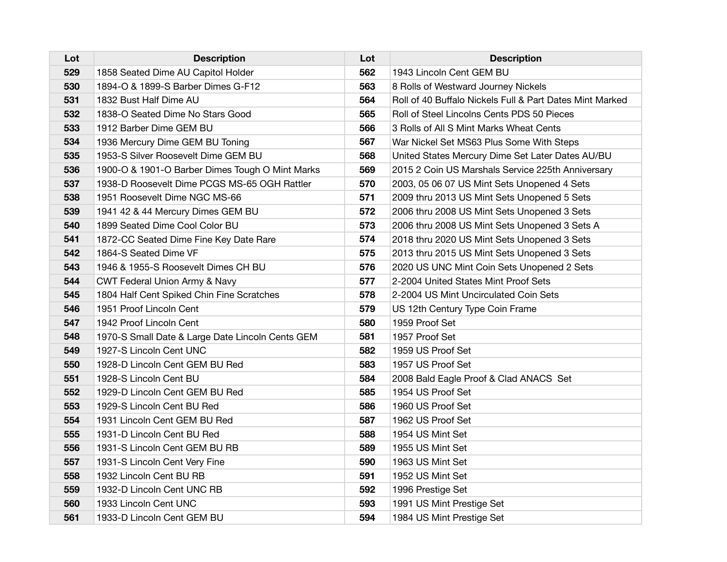| Lot | Description | Lot | Description |
|---|---|---|---|
| 529 | 1858 Seated Dime AU Capitol Holder | 562 | 1943 Lincoln Cent GEM BU |
| 530 | 1894-O & 1899-S Barber Dimes G-F12 | 563 | 8 Rolls of Westward Journey Nickels |
| 531 | 1832 Bust Half Dime AU | 564 | Roll of 40 Buffalo Nickels Full & Part Dates Mint Marked |
| 532 | 1838-O Seated Dime No Stars Good | 565 | Roll of Steel Lincolns Cents PDS 50 Pieces |
| 533 | 1912 Barber Dime GEM BU | 566 | 3 Rolls of All S Mint Marks Wheat Cents |
| 534 | 1936 Mercury Dime GEM BU Toning | 567 | War Nickel Set MS63 Plus Some With Steps |
| 535 | 1953-S Silver Roosevelt Dime GEM BU | 568 | United States Mercury Dime Set Later Dates AU/BU |
| 536 | 1900-O & 1901-O Barber Dimes Tough O Mint Marks | 569 | 2015 2 Coin US Marshals Service 225th Anniversary |
| 537 | 1938-D Roosevelt Dime PCGS MS-65 OGH Rattler | 570 | 2003, 05 06 07 US Mint Sets Unopened 4 Sets |
| 538 | 1951 Roosevelt Dime NGC MS-66 | 571 | 2009 thru 2013 US Mint Sets Unopened 5 Sets |
| 539 | 1941 42 & 44 Mercury Dimes GEM BU | 572 | 2006 thru 2008 US Mint Sets Unopened 3 Sets |
| 540 | 1899 Seated Dime Cool Color BU | 573 | 2006 thru 2008 US Mint Sets Unopened 3 Sets A |
| 541 | 1872-CC Seated Dime Fine Key Date Rare | 574 | 2018 thru 2020 US Mint Sets Unopened 3 Sets |
| 542 | 1864-S Seated Dime VF | 575 | 2013 thru 2015 US Mint Sets Unopened 3 Sets |
| 543 | 1946 & 1955-S Roosevelt Dimes CH BU | 576 | 2020 US UNC Mint Coin Sets Unopened 2 Sets |
| 544 | CWT Federal Union Army & Navy | 577 | 2-2004 United States Mint Proof Sets |
| 545 | 1804 Half Cent Spiked Chin Fine Scratches | 578 | 2-2004 US Mint Uncirculated Coin Sets |
| 546 | 1951 Proof Lincoln Cent | 579 | US 12th Century Type Coin Frame |
| 547 | 1942 Proof Lincoln Cent | 580 | 1959 Proof Set |
| 548 | 1970-S Small Date & Large Date Lincoln Cents GEM | 581 | 1957 Proof Set |
| 549 | 1927-S Lincoln Cent UNC | 582 | 1959 US Proof Set |
| 550 | 1928-D Lincoln Cent GEM BU Red | 583 | 1957 US Proof Set |
| 551 | 1928-S Lincoln Cent BU | 584 | 2008 Bald Eagle Proof & Clad ANACS Set |
| 552 | 1929-D Lincoln Cent GEM BU Red | 585 | 1954 US Proof Set |
| 553 | 1929-S Lincoln Cent BU Red | 586 | 1960 US Proof Set |
| 554 | 1931 Lincoln Cent GEM BU Red | 587 | 1962 US Proof Set |
| 555 | 1931-D Lincoln Cent BU Red | 588 | 1954 US Mint Set |
| 556 | 1931-S Lincoln Cent GEM BU RB | 589 | 1955 US Mint Set |
| 557 | 1931-S Lincoln Cent Very Fine | 590 | 1963 US Mint Set |
| 558 | 1932 Lincoln Cent BU RB | 591 | 1952 US Mint Set |
| 559 | 1932-D Lincoln Cent UNC RB | 592 | 1996 Prestige Set |
| 560 | 1933 Lincoln Cent UNC | 593 | 1991 US Mint Prestige Set |
| 561 | 1933-D Lincoln Cent GEM BU | 594 | 1984 US Mint Prestige Set |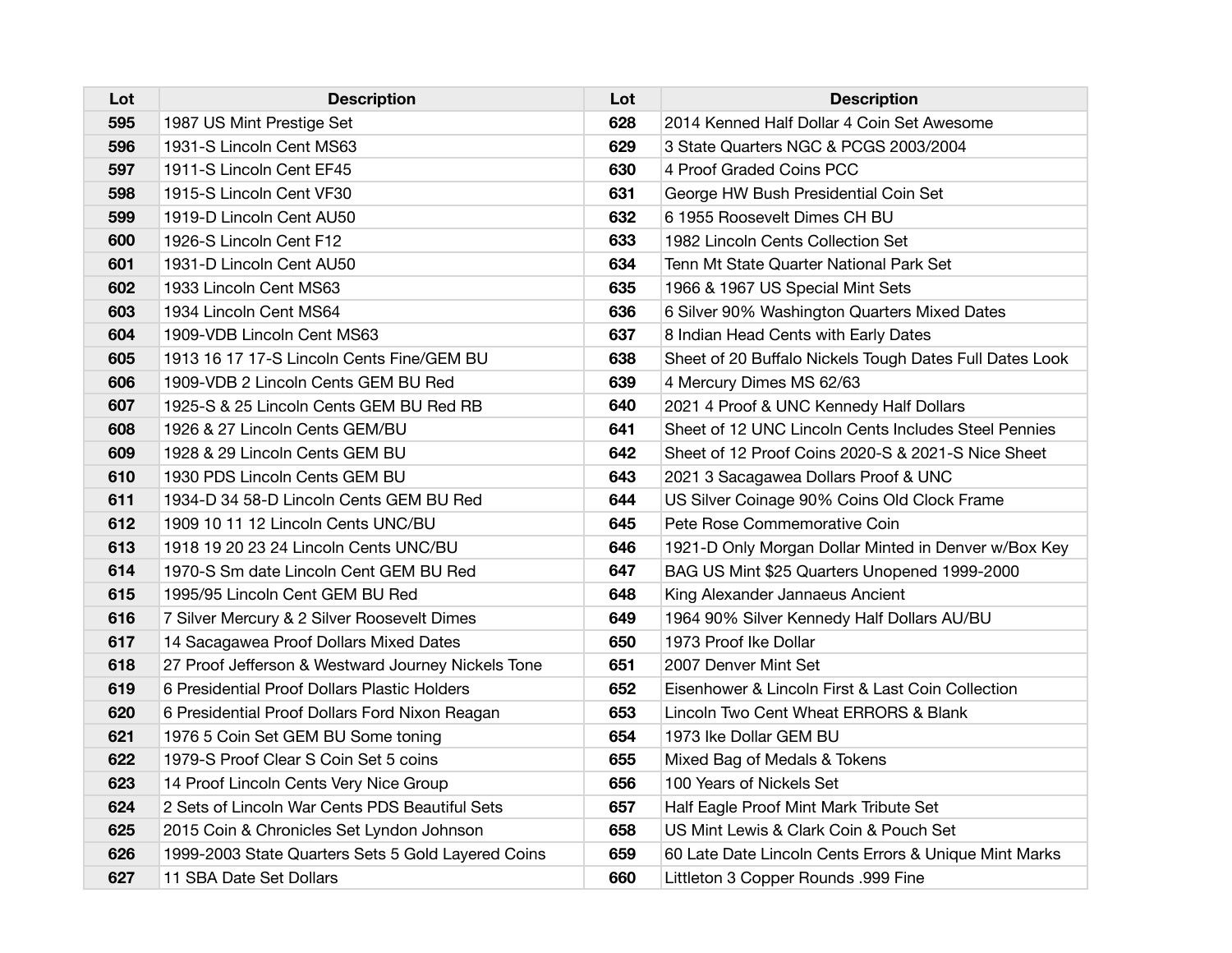| Lot | Description | Lot | Description |
|---|---|---|---|
| 595 | 1987 US Mint Prestige Set | 628 | 2014 Kenned Half Dollar 4 Coin Set Awesome |
| 596 | 1931-S Lincoln Cent MS63 | 629 | 3 State Quarters NGC & PCGS 2003/2004 |
| 597 | 1911-S Lincoln Cent EF45 | 630 | 4 Proof Graded Coins PCC |
| 598 | 1915-S Lincoln Cent VF30 | 631 | George HW Bush Presidential Coin Set |
| 599 | 1919-D Lincoln Cent AU50 | 632 | 6 1955 Roosevelt Dimes CH BU |
| 600 | 1926-S Lincoln Cent F12 | 633 | 1982 Lincoln Cents Collection Set |
| 601 | 1931-D Lincoln Cent AU50 | 634 | Tenn Mt State Quarter National Park Set |
| 602 | 1933 Lincoln Cent MS63 | 635 | 1966 & 1967 US Special Mint Sets |
| 603 | 1934 Lincoln Cent MS64 | 636 | 6 Silver 90% Washington Quarters Mixed Dates |
| 604 | 1909-VDB Lincoln Cent MS63 | 637 | 8 Indian Head Cents with Early Dates |
| 605 | 1913 16 17 17-S Lincoln Cents Fine/GEM BU | 638 | Sheet of 20 Buffalo Nickels Tough Dates Full Dates Look |
| 606 | 1909-VDB 2 Lincoln Cents GEM BU Red | 639 | 4 Mercury Dimes MS 62/63 |
| 607 | 1925-S & 25 Lincoln Cents GEM BU Red RB | 640 | 2021 4 Proof & UNC Kennedy Half Dollars |
| 608 | 1926 & 27 Lincoln Cents GEM/BU | 641 | Sheet of 12 UNC Lincoln Cents Includes Steel Pennies |
| 609 | 1928 & 29 Lincoln Cents GEM BU | 642 | Sheet of 12 Proof Coins 2020-S & 2021-S Nice Sheet |
| 610 | 1930 PDS Lincoln Cents GEM BU | 643 | 2021 3 Sacagawea Dollars Proof & UNC |
| 611 | 1934-D 34 58-D Lincoln Cents GEM BU Red | 644 | US Silver Coinage 90% Coins Old Clock Frame |
| 612 | 1909 10 11 12 Lincoln Cents UNC/BU | 645 | Pete Rose Commemorative Coin |
| 613 | 1918 19 20 23 24 Lincoln Cents UNC/BU | 646 | 1921-D Only Morgan Dollar Minted in Denver w/Box Key |
| 614 | 1970-S Sm date Lincoln Cent GEM BU Red | 647 | BAG US Mint $25 Quarters Unopened 1999-2000 |
| 615 | 1995/95 Lincoln Cent GEM BU Red | 648 | King Alexander Jannaeus Ancient |
| 616 | 7 Silver Mercury & 2 Silver Roosevelt Dimes | 649 | 1964 90% Silver Kennedy Half Dollars AU/BU |
| 617 | 14 Sacagawea Proof Dollars Mixed Dates | 650 | 1973 Proof Ike Dollar |
| 618 | 27 Proof Jefferson & Westward Journey Nickels Tone | 651 | 2007 Denver Mint Set |
| 619 | 6 Presidential Proof Dollars Plastic Holders | 652 | Eisenhower & Lincoln First & Last Coin Collection |
| 620 | 6 Presidential Proof Dollars Ford Nixon Reagan | 653 | Lincoln Two Cent Wheat ERRORS & Blank |
| 621 | 1976 5 Coin Set GEM BU Some toning | 654 | 1973 Ike Dollar GEM BU |
| 622 | 1979-S Proof Clear S Coin Set 5 coins | 655 | Mixed Bag of Medals & Tokens |
| 623 | 14 Proof Lincoln Cents Very Nice Group | 656 | 100 Years of Nickels Set |
| 624 | 2 Sets of Lincoln War Cents PDS Beautiful Sets | 657 | Half Eagle Proof Mint Mark Tribute Set |
| 625 | 2015 Coin & Chronicles Set Lyndon Johnson | 658 | US Mint Lewis & Clark Coin & Pouch Set |
| 626 | 1999-2003 State Quarters Sets 5 Gold Layered Coins | 659 | 60 Late Date Lincoln Cents Errors & Unique Mint Marks |
| 627 | 11 SBA Date Set Dollars | 660 | Littleton 3 Copper Rounds .999 Fine |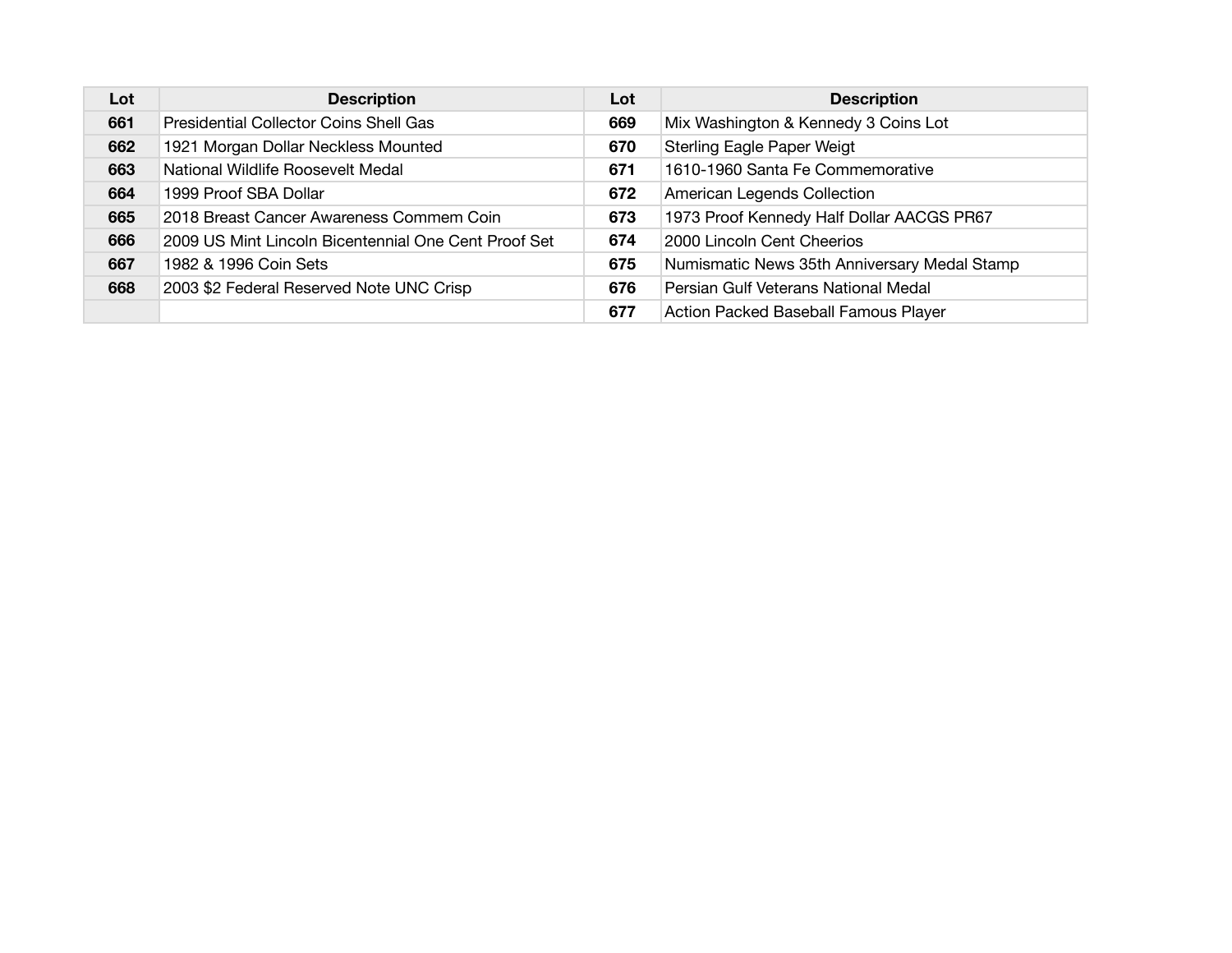| Lot | Description | Lot | Description |
|---|---|---|---|
| **661** | Presidential Collector Coins Shell Gas | **669** | Mix Washington & Kennedy 3 Coins Lot |
| **662** | 1921 Morgan Dollar Neckless Mounted | **670** | Sterling Eagle Paper Weigt |
| **663** | National Wildlife Roosevelt Medal | **671** | 1610-1960 Santa Fe Commemorative |
| **664** | 1999 Proof SBA Dollar | **672** | American Legends Collection |
| **665** | 2018 Breast Cancer Awareness Commem Coin | **673** | 1973 Proof Kennedy Half Dollar AACGS PR67 |
| **666** | 2009 US Mint Lincoln Bicentennial One Cent Proof Set | **674** | 2000 Lincoln Cent Cheerios |
| **667** | 1982 & 1996 Coin Sets | **675** | Numismatic News 35th Anniversary Medal Stamp |
| **668** | 2003 $2 Federal Reserved Note UNC Crisp | **676** | Persian Gulf Veterans National Medal |
| | | **677** | Action Packed Baseball Famous Player |